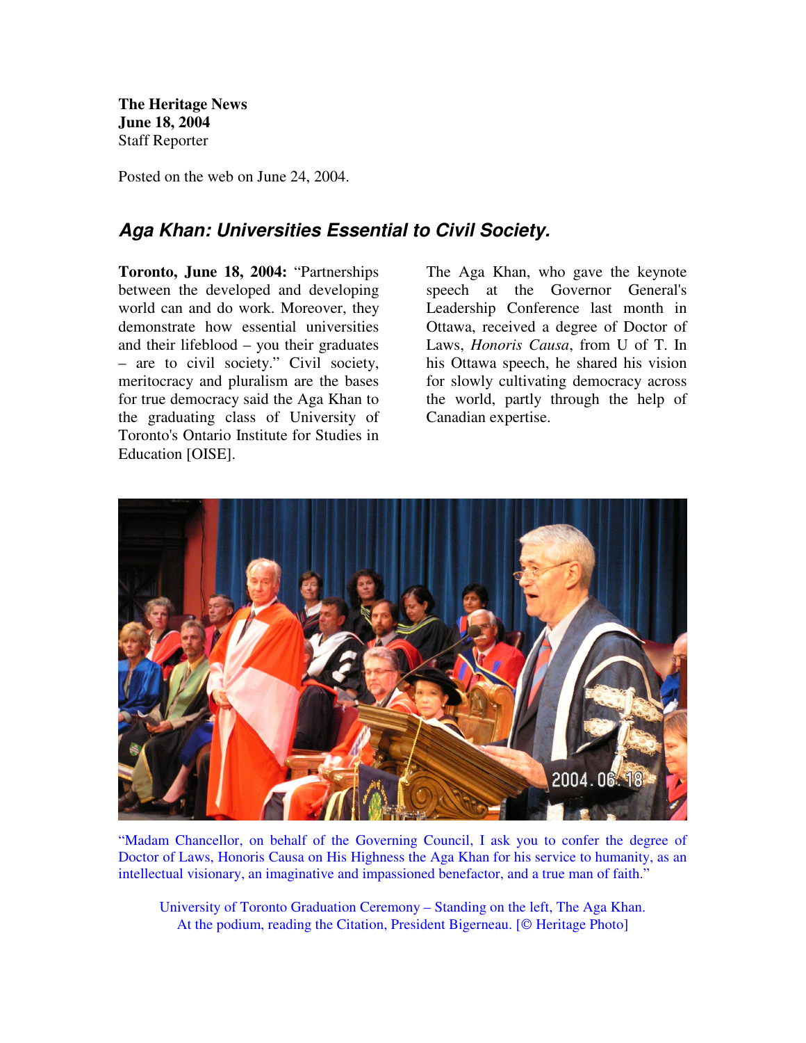**The Heritage News**
**June 18, 2004**
Staff Reporter

Posted on the web on June 24, 2004.

## *Aga Khan: Universities Essential to Civil Society.*

**Toronto, June 18, 2004:** "Partnerships between the developed and developing world can and do work. Moreover, they demonstrate how essential universities and their lifeblood – you their graduates – are to civil society." Civil society, meritocracy and pluralism are the bases for true democracy said the Aga Khan to the graduating class of University of Toronto's Ontario Institute for Studies in Education [OISE].

The Aga Khan, who gave the keynote speech at the Governor General's Leadership Conference last month in Ottawa, received a degree of Doctor of Laws, *Honoris Causa*, from U of T. In his Ottawa speech, he shared his vision for slowly cultivating democracy across the world, partly through the help of Canadian expertise.

"Madam Chancellor, on behalf of the Governing Council, I ask you to confer the degree of Doctor of Laws, Honoris Causa on His Highness the Aga Khan for his service to humanity, as an intellectual visionary, an imaginative and impassioned benefactor, and a true man of faith."

University of Toronto Graduation Ceremony – Standing on the left, The Aga Khan. At the podium, reading the Citation, President Bigerneau. [© Heritage Photo]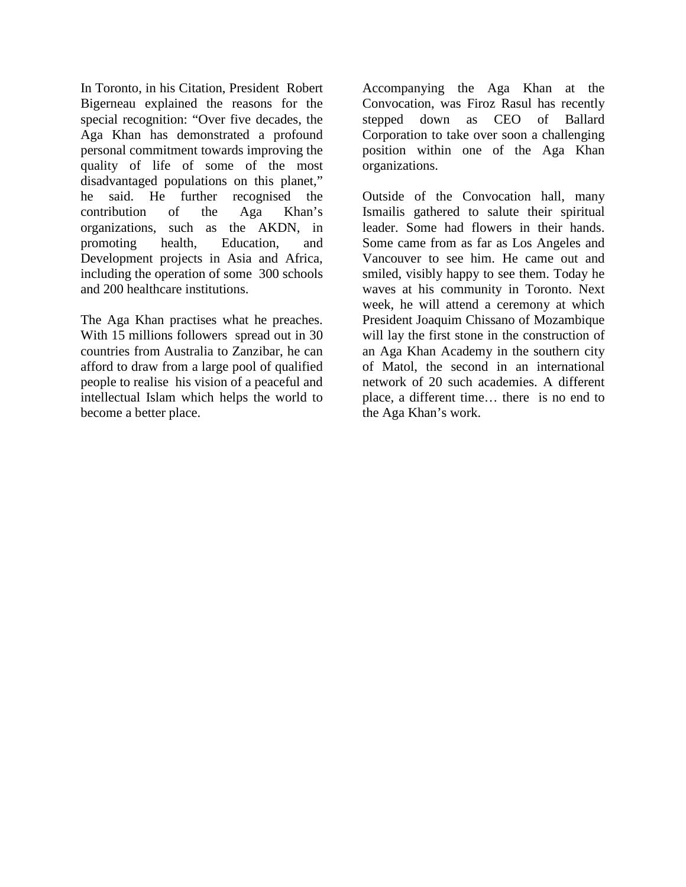In Toronto, in his Citation, President Robert Bigerneau explained the reasons for the special recognition: “Over five decades, the Aga Khan has demonstrated a profound personal commitment towards improving the quality of life of some of the most disadvantaged populations on this planet,” he said. He further recognised the contribution of the Aga Khan’s organizations, such as the AKDN, in promoting health, Education, and Development projects in Asia and Africa, including the operation of some 300 schools and 200 healthcare institutions.

The Aga Khan practises what he preaches. With 15 millions followers spread out in 30 countries from Australia to Zanzibar, he can afford to draw from a large pool of qualified people to realise his vision of a peaceful and intellectual Islam which helps the world to become a better place.

Accompanying the Aga Khan at the Convocation, was Firoz Rasul has recently stepped down as CEO of Ballard Corporation to take over soon a challenging position within one of the Aga Khan organizations.

Outside of the Convocation hall, many Ismailis gathered to salute their spiritual leader. Some had flowers in their hands. Some came from as far as Los Angeles and Vancouver to see him. He came out and smiled, visibly happy to see them. Today he waves at his community in Toronto. Next week, he will attend a ceremony at which President Joaquim Chissano of Mozambique will lay the first stone in the construction of an Aga Khan Academy in the southern city of Matol, the second in an international network of 20 such academies. A different place, a different time… there is no end to the Aga Khan’s work.